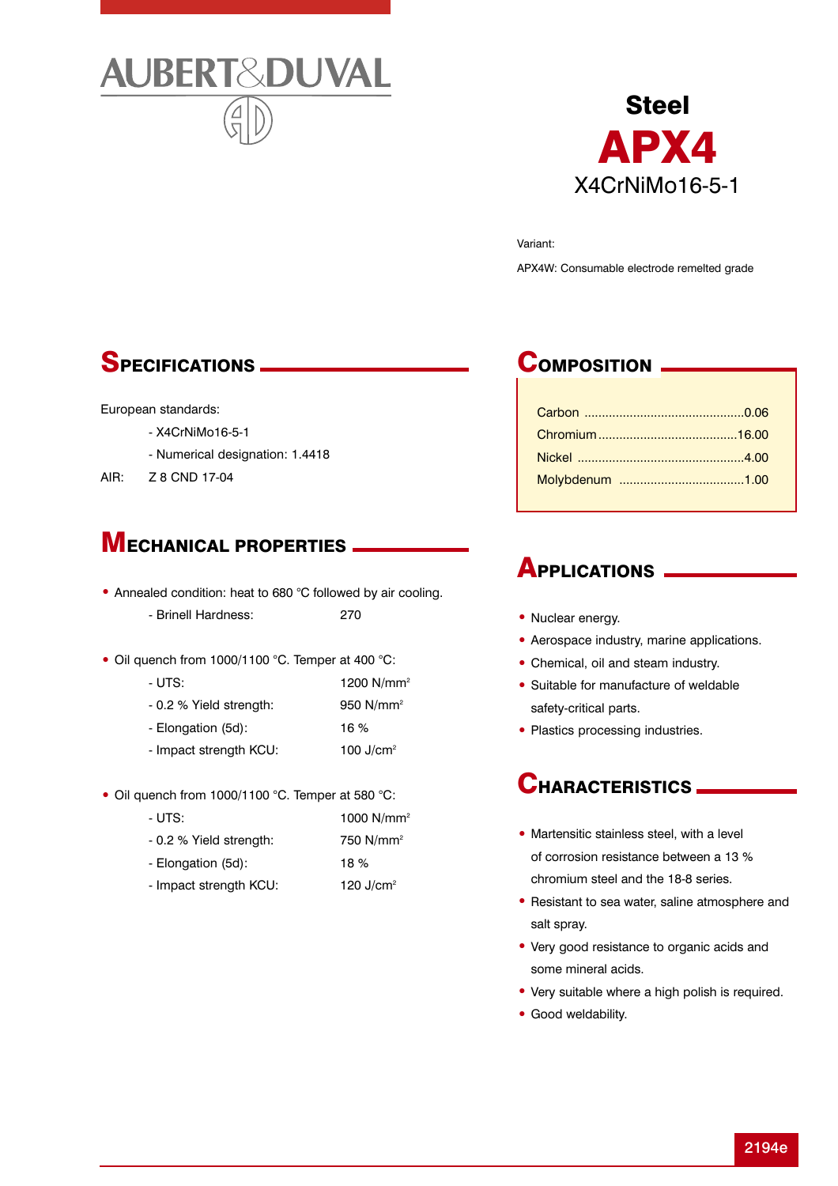AUBERT&DUVAL

# Steel
# APX4
## X4CrNiMo16-5-1

Variant:

APX4W: Consumable electrode remelted grade

## SPECIFICATIONS

European standards:

- X4CrNiMo16-5-1
- Numerical designation: 1.4418

AIR: Z 8 CND 17-04

## MECHANICAL PROPERTIES

- Annealed condition: heat to 680 °C followed by air cooling.
  - Brinell Hardness: 270

- Oil quench from 1000/1100 °C. Temper at 400 °C:
  - UTS: 1200 N/mm²
  - 0.2 % Yield strength: 950 N/mm²
  - Elongation (5d): 16 %
  - Impact strength KCU: 100 J/cm²

- Oil quench from 1000/1100 °C. Temper at 580 °C:
  - UTS: 1000 N/mm²
  - 0.2 % Yield strength: 750 N/mm²
  - Elongation (5d): 18 %
  - Impact strength KCU: 120 J/cm²

## COMPOSITION

| Element | % |
|---|---|
| Carbon | 0.06 |
| Chromium | 16.00 |
| Nickel | 4.00 |
| Molybdenum | 1.00 |

## APPLICATIONS

- Nuclear energy.
- Aerospace industry, marine applications.
- Chemical, oil and steam industry.
- Suitable for manufacture of weldable safety-critical parts.
- Plastics processing industries.

## CHARACTERISTICS

- Martensitic stainless steel, with a level of corrosion resistance between a 13 % chromium steel and the 18-8 series.
- Resistant to sea water, saline atmosphere and salt spray.
- Very good resistance to organic acids and some mineral acids.
- Very suitable where a high polish is required.
- Good weldability.

2194e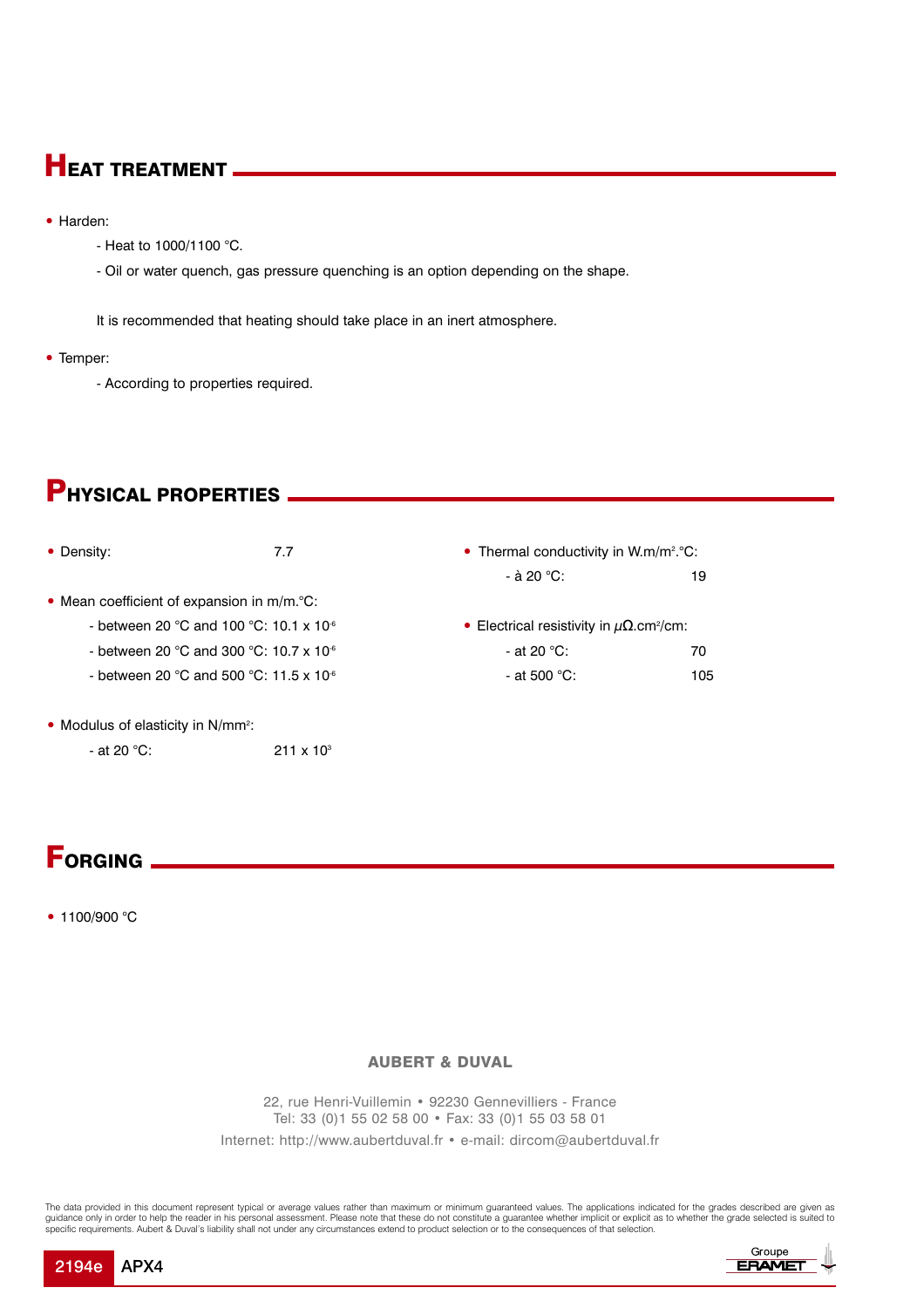## HEAT TREATMENT

- Harden:
  - Heat to 1000/1100 °C.
  - Oil or water quench, gas pressure quenching is an option depending on the shape.

  It is recommended that heating should take place in an inert atmosphere.

- Temper:
  - According to properties required.

## PHYSICAL PROPERTIES

- Density: 7.7

- Mean coefficient of expansion in m/m.°C:
  - between 20 °C and 100 °C: $10.1 \times 10^{-6}$
  - between 20 °C and 300 °C: $10.7 \times 10^{-6}$
  - between 20 °C and 500 °C: $11.5 \times 10^{-6}$

- Modulus of elasticity in $N/mm^2$:
  - at 20 °C: $211 \times 10^3$

- Thermal conductivity in $W.m/m^2.°C$:
  - à 20 °C: 19

- Electrical resistivity in $\mu\Omega.cm^2/cm$:
  - at 20 °C: 70
  - at 500 °C: 105

## FORGING

- 1100/900 °C

**AUBERT & DUVAL**

22, rue Henri-Vuillemin • 92230 Gennevilliers - France
Tel: 33 (0)1 55 02 58 00 • Fax: 33 (0)1 55 03 58 01
Internet: http://www.aubertduval.fr • e-mail: dircom@aubertduval.fr

The data provided in this document represent typical or average values rather than maximum or minimum guaranteed values. The applications indicated for the grades described are given as guidance only in order to help the reader in his personal assessment. Please note that these do not constitute a guarantee whether implicit or explicit as to whether the grade selected is suited to specific requirements. Aubert & Duval's liability shall not under any circumstances extend to product selection or to the consequences of that selection.

2194e APX4

Groupe ERAMET